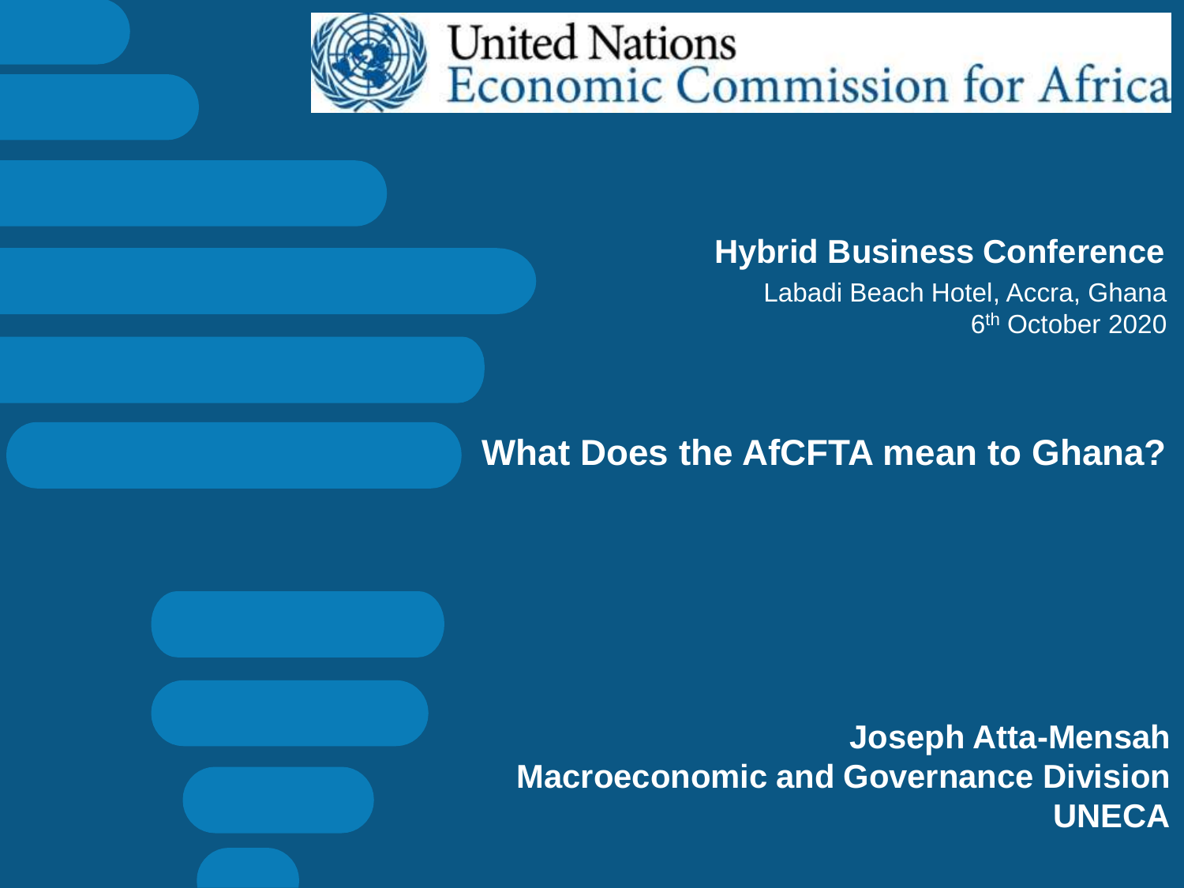United Nations
Economic Commission for Africa

**Hybrid Business Conference**

Labadi Beach Hotel, Accra, Ghana

6th October 2020

# What Does the AfCFTA mean to Ghana?

**Joseph Atta-Mensah**

**Macroeconomic and Governance Division**

**UNECA**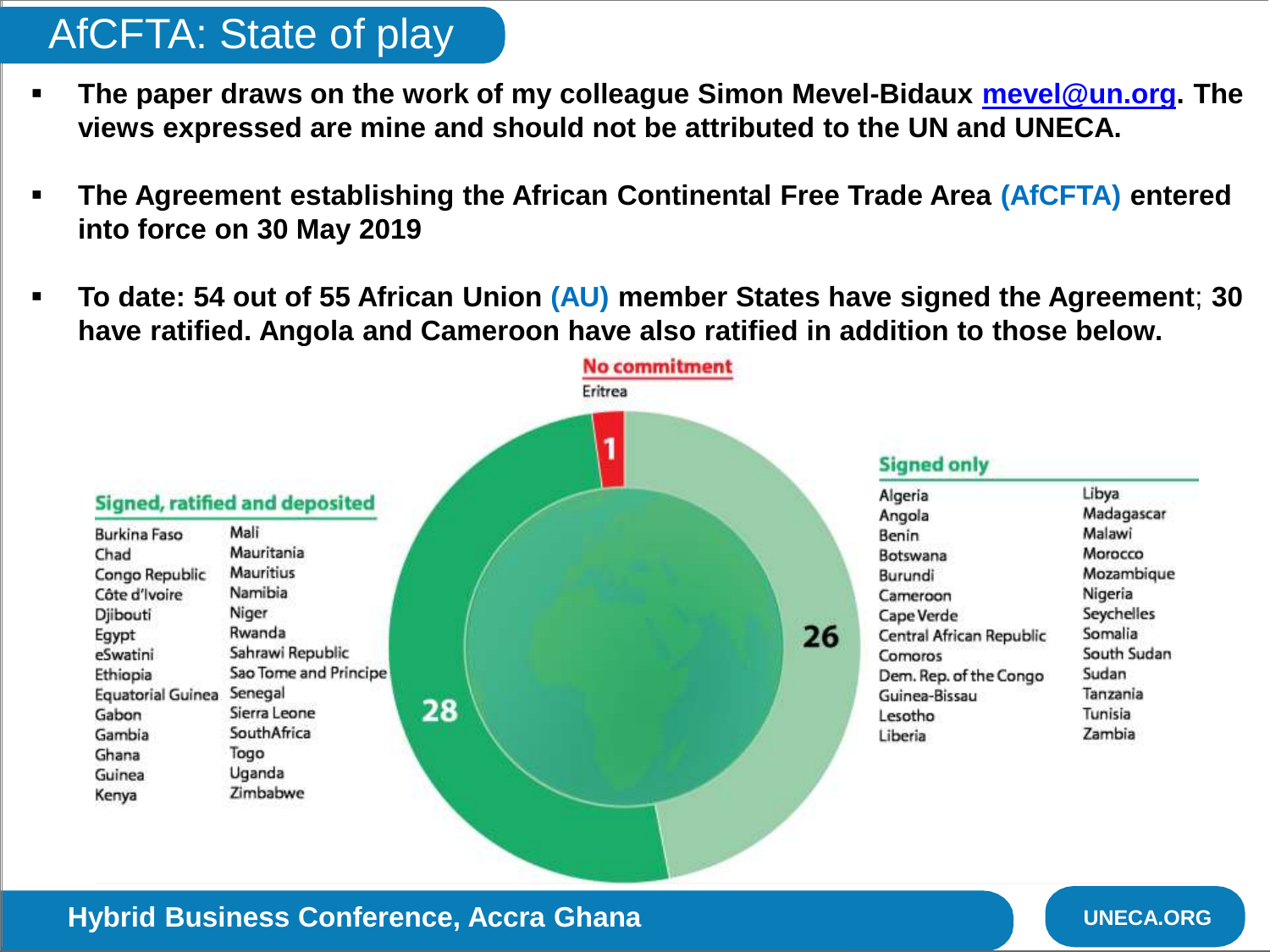# AfCFTA: State of play

- **The paper draws on the work of my colleague Simon Mevel-Bidaux [mevel@un.org](mailto:mevel@un.org). The views expressed are mine and should not be attributed to the UN and UNECA.**
- **The Agreement establishing the African Continental Free Trade Area (AfCFTA) entered into force on 30 May 2019**
- **To date: 54 out of 55 African Union (AU) member States have signed the Agreement; 30 have ratified. Angola and Cameroon have also ratified in addition to those below.**

**No commitment** (1)

Eritrea

**Signed, ratified and deposited** (28)

Burkina Faso, Chad, Congo Republic, Côte d'Ivoire, Djibouti, Egypt, eSwatini, Ethiopia, Equatorial Guinea, Gabon, Gambia, Ghana, Guinea, Kenya, Mali, Mauritania, Mauritius, Namibia, Niger, Rwanda, Sahrawi Republic, Sao Tome and Principe, Senegal, Sierra Leone, SouthAfrica, Togo, Uganda, Zimbabwe

**Signed only** (26)

Algeria, Angola, Benin, Botswana, Burundi, Cameroon, Cape Verde, Central African Republic, Comoros, Dem. Rep. of the Congo, Guinea-Bissau, Lesotho, Liberia, Libya, Madagascar, Malawi, Morocco, Mozambique, Nigeria, Seychelles, Somalia, South Sudan, Sudan, Tanzania, Tunisia, Zambia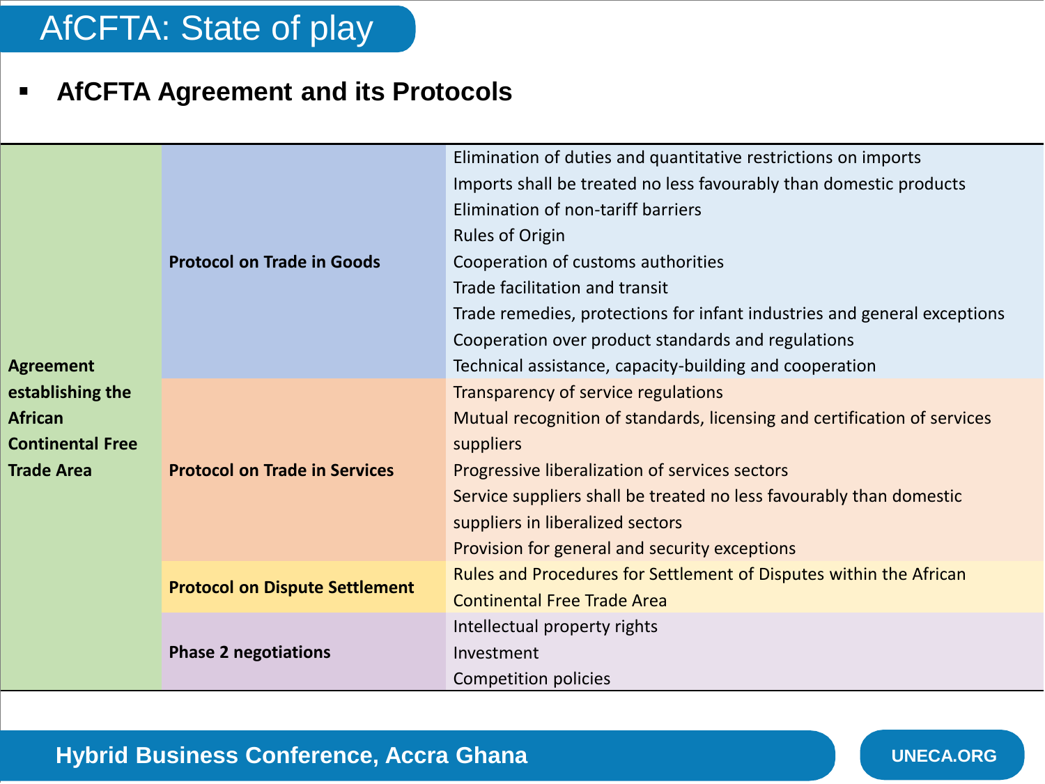# AfCFTA: State of play

- **AfCFTA Agreement and its Protocols**

| | | |
|---|---|---|
| **Agreement establishing the African Continental Free Trade Area** | **Protocol on Trade in Goods** | Elimination of duties and quantitative restrictions on imports<br>Imports shall be treated no less favourably than domestic products<br>Elimination of non-tariff barriers<br>Rules of Origin<br>Cooperation of customs authorities<br>Trade facilitation and transit<br>Trade remedies, protections for infant industries and general exceptions<br>Cooperation over product standards and regulations<br>Technical assistance, capacity-building and cooperation |
| | **Protocol on Trade in Services** | Transparency of service regulations<br>Mutual recognition of standards, licensing and certification of services suppliers<br>Progressive liberalization of services sectors<br>Service suppliers shall be treated no less favourably than domestic suppliers in liberalized sectors<br>Provision for general and security exceptions |
| | **Protocol on Dispute Settlement** | Rules and Procedures for Settlement of Disputes within the African Continental Free Trade Area |
| | **Phase 2 negotiations** | Intellectual property rights<br>Investment<br>Competition policies |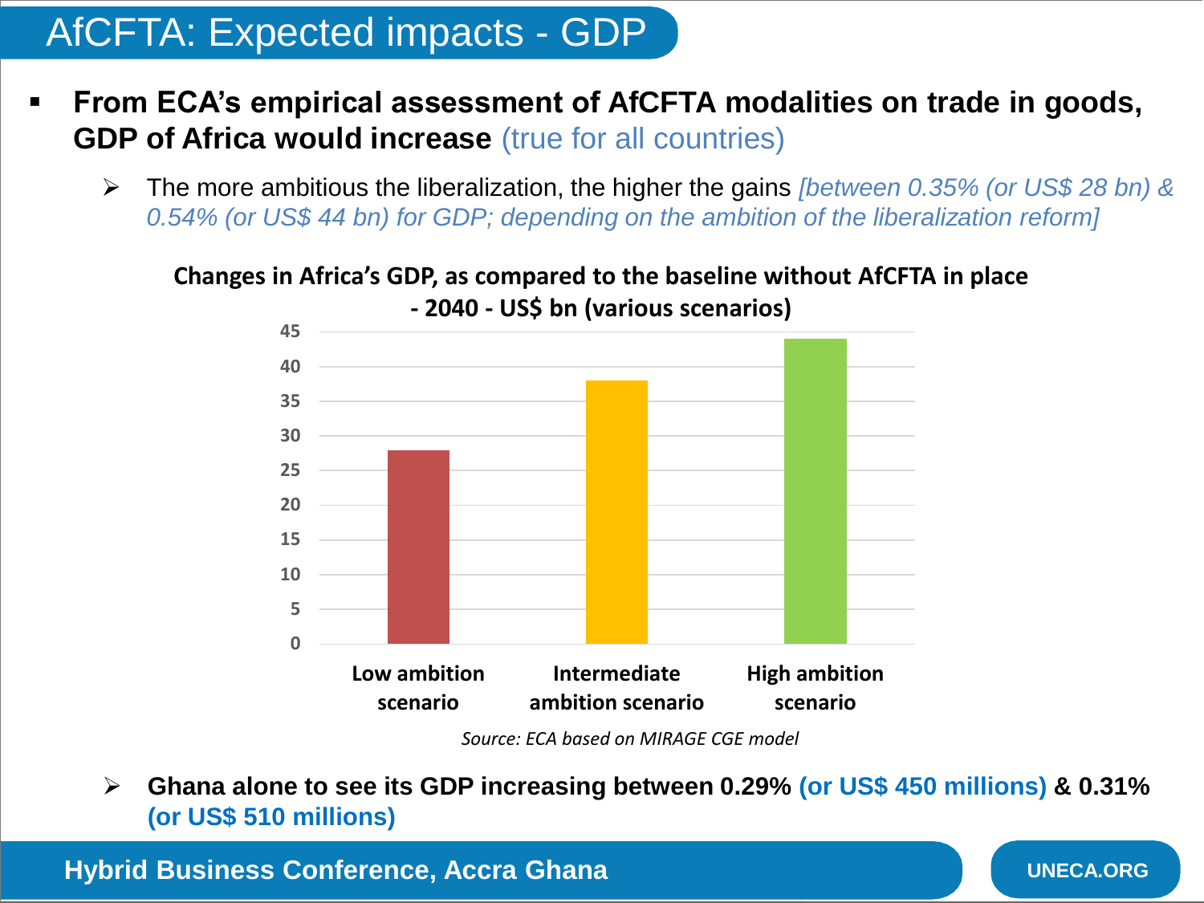# AfCFTA: Expected impacts - GDP

- **From ECA's empirical assessment of AfCFTA modalities on trade in goods, GDP of Africa would increase** (true for all countries)
  - The more ambitious the liberalization, the higher the gains *[between 0.35% (or US$ 28 bn) & 0.54% (or US$ 44 bn) for GDP; depending on the ambition of the liberalization reform]*

**Changes in Africa's GDP, as compared to the baseline without AfCFTA in place - 2040 - US$ bn (various scenarios)**

| Scenario | US$ bn |
| --- | --- |
| Low ambition scenario | 28 |
| Intermediate ambition scenario | 38 |
| High ambition scenario | 44 |

*Source: ECA based on MIRAGE CGE model*

  - **Ghana alone to see its GDP increasing between 0.29% (or US$ 450 millions) & 0.31% (or US$ 510 millions)**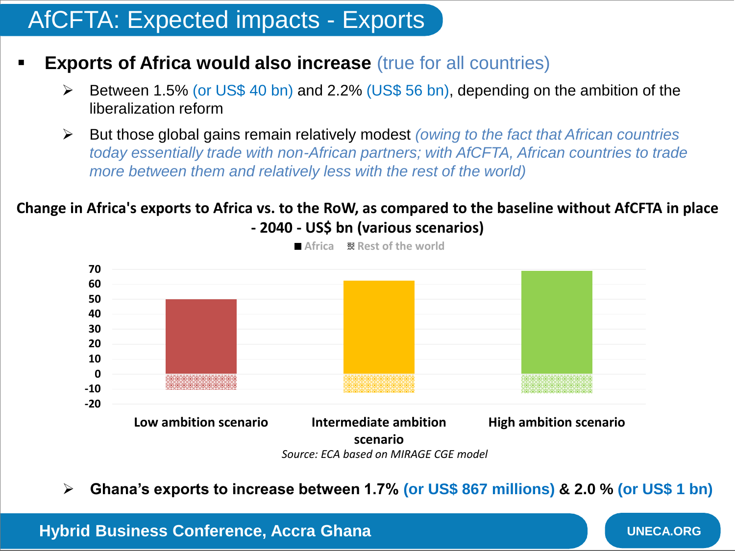# AfCFTA: Expected impacts - Exports

- **Exports of Africa would also increase** (true for all countries)
  - Between 1.5% (or US$ 40 bn) and 2.2% (US$ 56 bn), depending on the ambition of the liberalization reform
  - But those global gains remain relatively modest *(owing to the fact that African countries today essentially trade with non-African partners; with AfCFTA, African countries to trade more between them and relatively less with the rest of the world)*

**Change in Africa's exports to Africa vs. to the RoW, as compared to the baseline without AfCFTA in place - 2040 - US$ bn (various scenarios)**

Legend: Africa; Rest of the world

Y-axis: 70, 60, 50, 40, 30, 20, 10, 0, -10, -20

X-axis: Low ambition scenario; Intermediate ambition scenario; High ambition scenario

*Source: ECA based on MIRAGE CGE model*

- **Ghana's exports to increase between 1.7% (or US$ 867 millions) & 2.0 % (or US$ 1 bn)**

Hybrid Business Conference, Accra Ghana

UNECA.ORG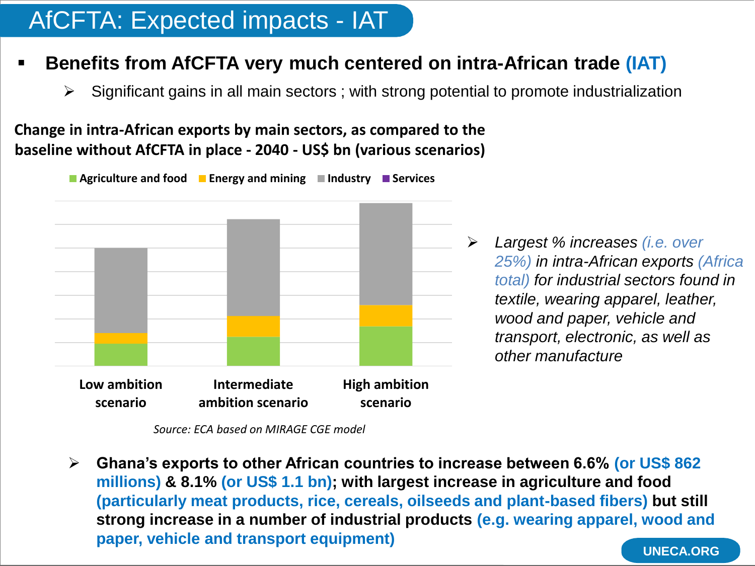# AfCFTA: Expected impacts - IAT

- **Benefits from AfCFTA very much centered on intra-African trade (IAT)**
  - Significant gains in all main sectors ; with strong potential to promote industrialization

**Change in intra-African exports by main sectors, as compared to the baseline without AfCFTA in place - 2040 - US$ bn (various scenarios)**

Agriculture and food | Energy and mining | Industry | Services

Low ambition scenario | Intermediate ambition scenario | High ambition scenario

*Source: ECA based on MIRAGE CGE model*

- *Largest % increases (i.e. over 25%) in intra-African exports (Africa total) for industrial sectors found in textile, wearing apparel, leather, wood and paper, vehicle and transport, electronic, as well as other manufacture*

- **Ghana's exports to other African countries to increase between 6.6% (or US$ 862 millions) & 8.1% (or US$ 1.1 bn); with largest increase in agriculture and food (particularly meat products, rice, cereals, oilseeds and plant-based fibers) but still strong increase in a number of industrial products (e.g. wearing apparel, wood and paper, vehicle and transport equipment)**

UNECA.ORG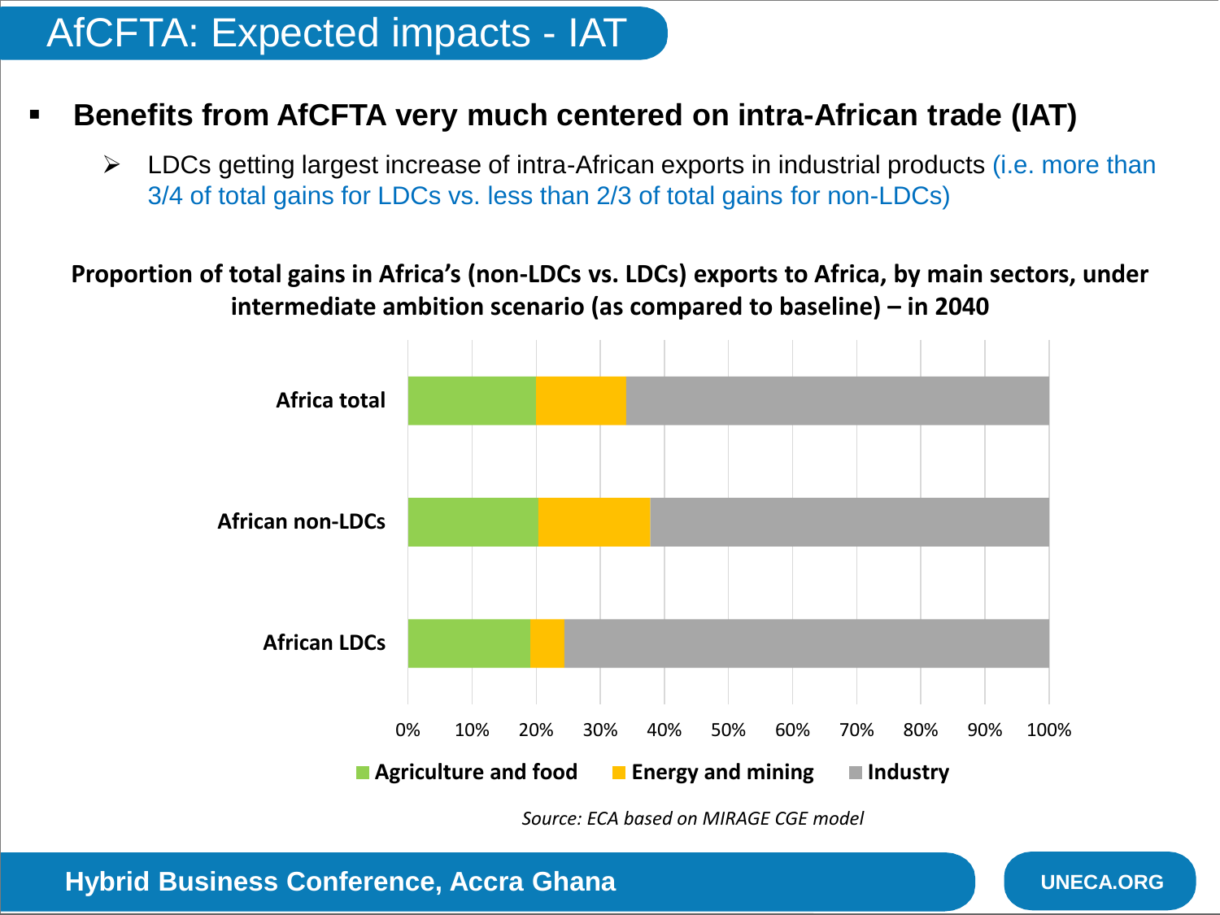# AfCFTA: Expected impacts - IAT

- **Benefits from AfCFTA very much centered on intra-African trade (IAT)**
  - LDCs getting largest increase of intra-African exports in industrial products (i.e. more than 3/4 of total gains for LDCs vs. less than 2/3 of total gains for non-LDCs)

**Proportion of total gains in Africa's (non-LDCs vs. LDCs) exports to Africa, by main sectors, under intermediate ambition scenario (as compared to baseline) – in 2040**

*Source: ECA based on MIRAGE CGE model*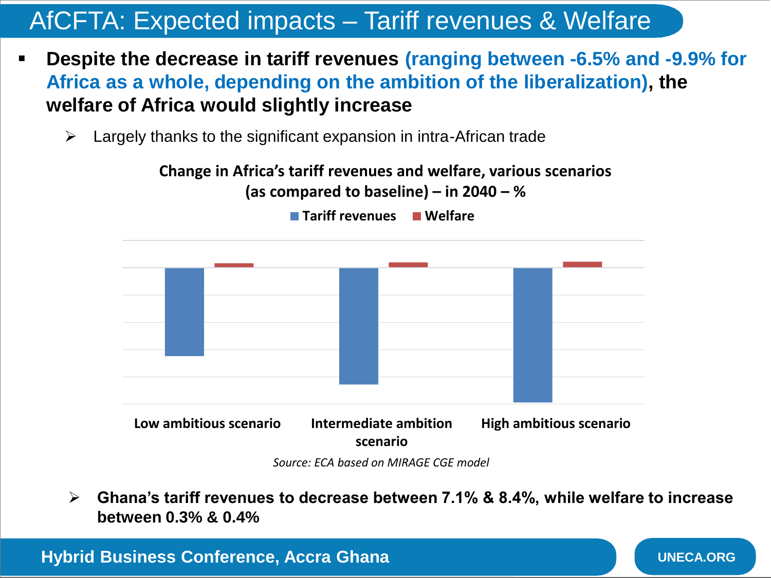# AfCFTA: Expected impacts – Tariff revenues & Welfare

- **Despite the decrease in tariff revenues (ranging between -6.5% and -9.9% for Africa as a whole, depending on the ambition of the liberalization), the welfare of Africa would slightly increase**
  - Largely thanks to the significant expansion in intra-African trade

**Change in Africa's tariff revenues and welfare, various scenarios (as compared to baseline) – in 2040 – %**

Tariff revenues | Welfare

Low ambitious scenario | Intermediate ambition scenario | High ambitious scenario

*Source: ECA based on MIRAGE CGE model*

- **Ghana's tariff revenues to decrease between 7.1% & 8.4%, while welfare to increase between 0.3% & 0.4%**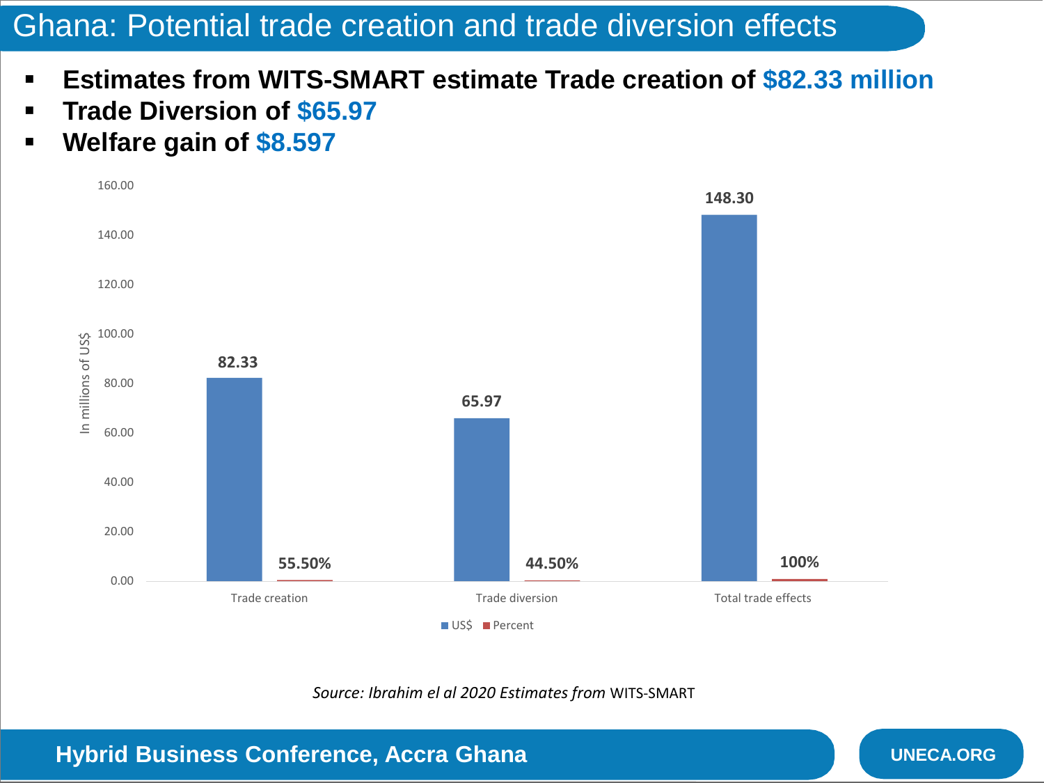# Ghana: Potential trade creation and trade diversion effects

- **Estimates from WITS-SMART estimate Trade creation of $82.33 million**
- **Trade Diversion of $65.97**
- **Welfare gain of $8.597**

| | US$ (In millions of US$) | Percent |
|---|---|---|
| Trade creation | 82.33 | 55.50% |
| Trade diversion | 65.97 | 44.50% |
| Total trade effects | 148.30 | 100% |

*Source: Ibrahim el al 2020 Estimates from* WITS-SMART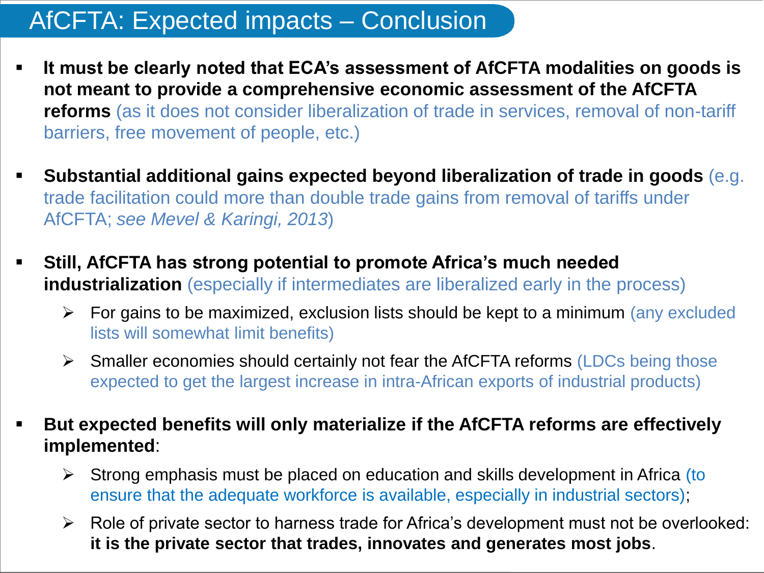# AfCFTA: Expected impacts – Conclusion

- **It must be clearly noted that ECA's assessment of AfCFTA modalities on goods is not meant to provide a comprehensive economic assessment of the AfCFTA reforms** (as it does not consider liberalization of trade in services, removal of non-tariff barriers, free movement of people, etc.)

- **Substantial additional gains expected beyond liberalization of trade in goods** (e.g. trade facilitation could more than double trade gains from removal of tariffs under AfCFTA; *see Mevel & Karingi, 2013*)

- **Still, AfCFTA has strong potential to promote Africa's much needed industrialization** (especially if intermediates are liberalized early in the process)
  - For gains to be maximized, exclusion lists should be kept to a minimum (any excluded lists will somewhat limit benefits)
  - Smaller economies should certainly not fear the AfCFTA reforms (LDCs being those expected to get the largest increase in intra-African exports of industrial products)

- **But expected benefits will only materialize if the AfCFTA reforms are effectively implemented**:
  - Strong emphasis must be placed on education and skills development in Africa (to ensure that the adequate workforce is available, especially in industrial sectors);
  - Role of private sector to harness trade for Africa's development must not be overlooked: **it is the private sector that trades, innovates and generates most jobs**.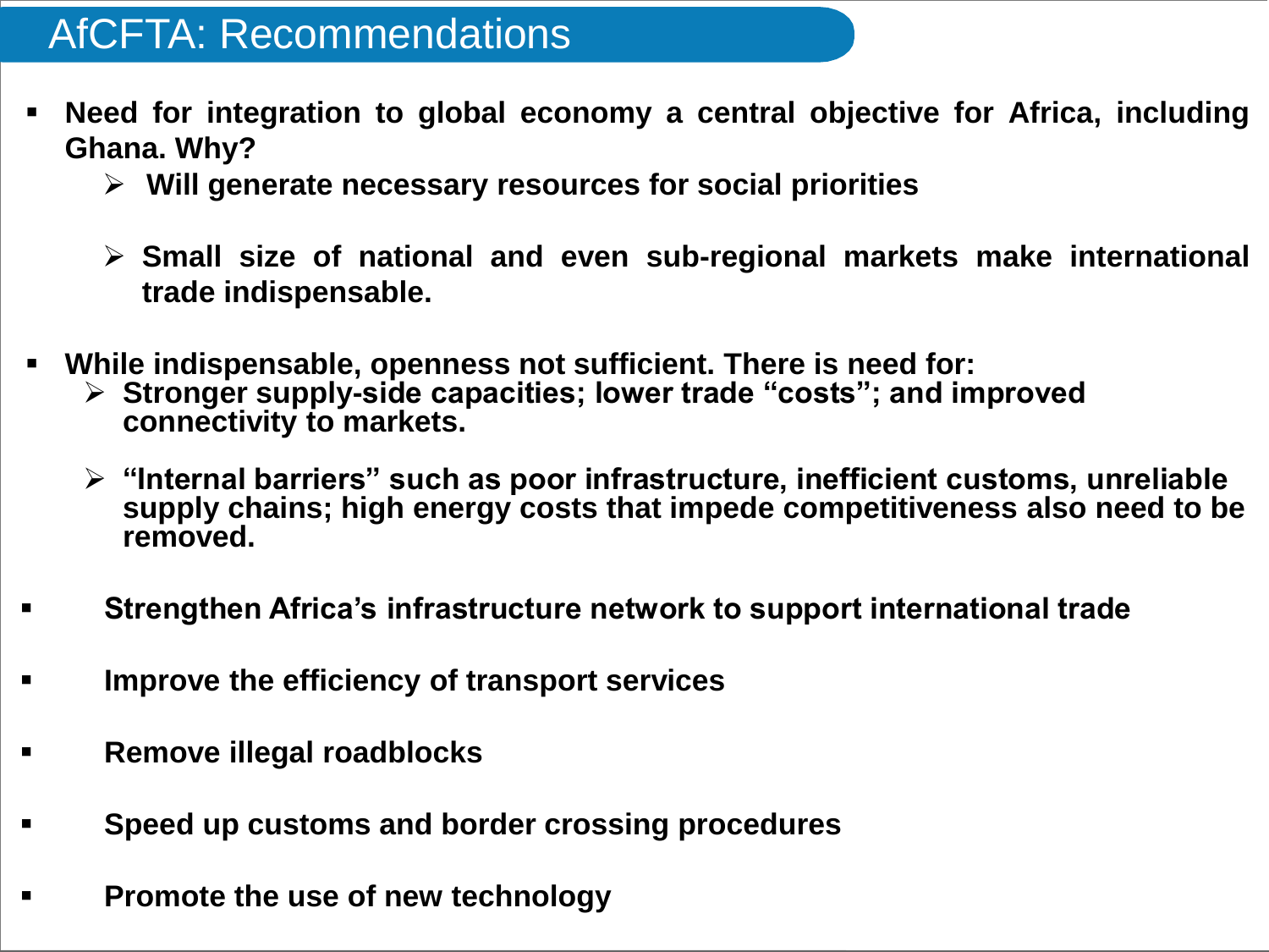# AfCFTA: Recommendations

- **Need for integration to global economy a central objective for Africa, including Ghana. Why?**
  - **Will generate necessary resources for social priorities**
  - **Small size of national and even sub-regional markets make international trade indispensable.**
- **While indispensable, openness not sufficient. There is need for:**
  - **Stronger supply-side capacities; lower trade "costs"; and improved connectivity to markets.**
  - **"Internal barriers" such as poor infrastructure, inefficient customs, unreliable supply chains; high energy costs that impede competitiveness also need to be removed.**
- **Strengthen Africa's infrastructure network to support international trade**
- **Improve the efficiency of transport services**
- **Remove illegal roadblocks**
- **Speed up customs and border crossing procedures**
- **Promote the use of new technology**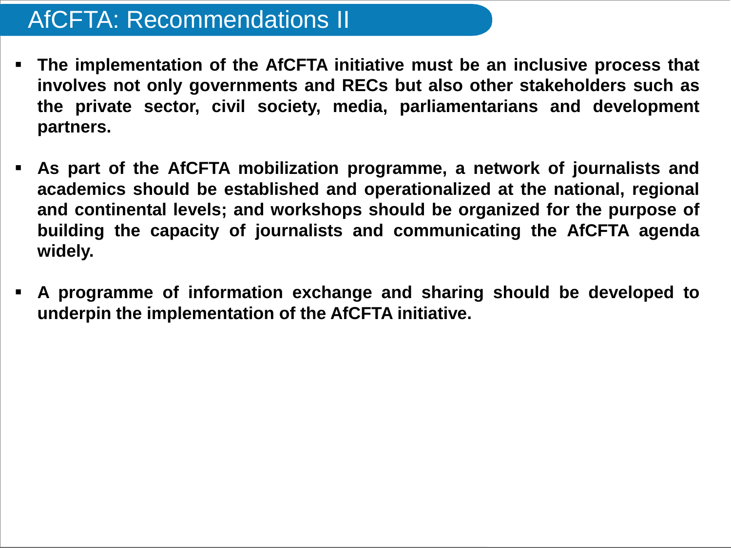# AfCFTA: Recommendations II

- **The implementation of the AfCFTA initiative must be an inclusive process that involves not only governments and RECs but also other stakeholders such as the private sector, civil society, media, parliamentarians and development partners.**
- **As part of the AfCFTA mobilization programme, a network of journalists and academics should be established and operationalized at the national, regional and continental levels; and workshops should be organized for the purpose of building the capacity of journalists and communicating the AfCFTA agenda widely.**
- **A programme of information exchange and sharing should be developed to underpin the implementation of the AfCFTA initiative.**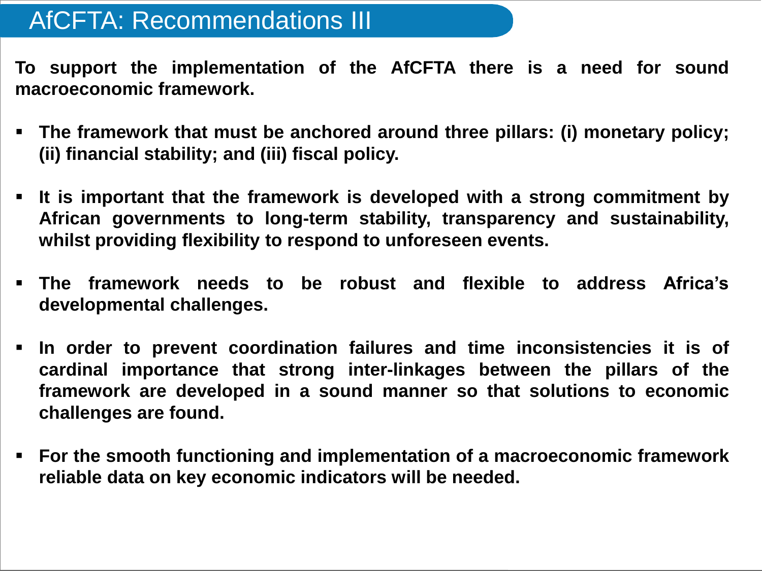# AfCFTA: Recommendations III

**To support the implementation of the AfCFTA there is a need for sound macroeconomic framework.**

- **The framework that must be anchored around three pillars: (i) monetary policy; (ii) financial stability; and (iii) fiscal policy.**
- **It is important that the framework is developed with a strong commitment by African governments to long-term stability, transparency and sustainability, whilst providing flexibility to respond to unforeseen events.**
- **The framework needs to be robust and flexible to address Africa's developmental challenges.**
- **In order to prevent coordination failures and time inconsistencies it is of cardinal importance that strong inter-linkages between the pillars of the framework are developed in a sound manner so that solutions to economic challenges are found.**
- **For the smooth functioning and implementation of a macroeconomic framework reliable data on key economic indicators will be needed.**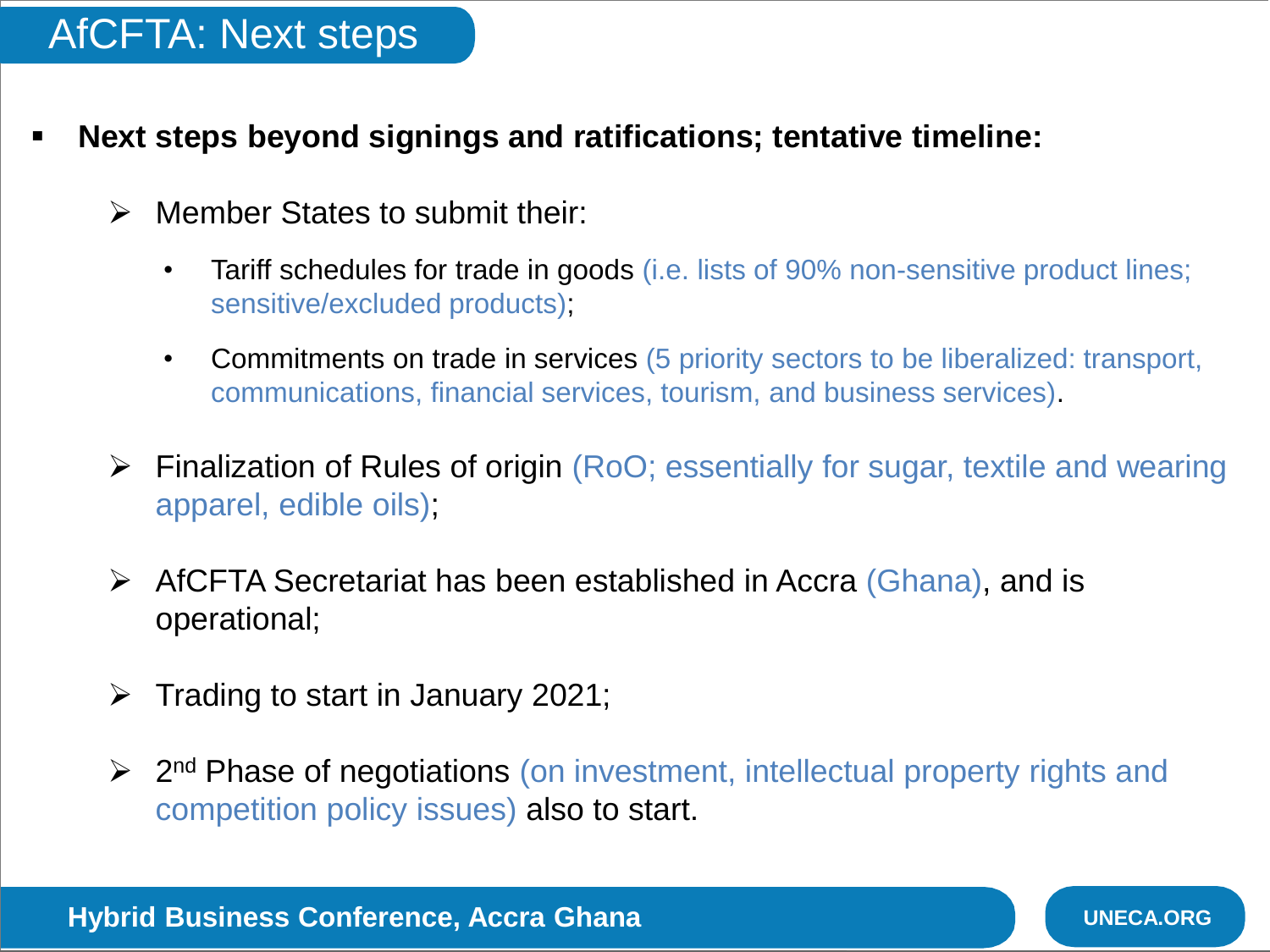# AfCFTA: Next steps

- **Next steps beyond signings and ratifications; tentative timeline:**
  - Member States to submit their:
    - Tariff schedules for trade in goods (i.e. lists of 90% non-sensitive product lines; sensitive/excluded products);
    - Commitments on trade in services (5 priority sectors to be liberalized: transport, communications, financial services, tourism, and business services).
  - Finalization of Rules of origin (RoO; essentially for sugar, textile and wearing apparel, edible oils);
  - AfCFTA Secretariat has been established in Accra (Ghana), and is operational;
  - Trading to start in January 2021;
  - 2nd Phase of negotiations (on investment, intellectual property rights and competition policy issues) also to start.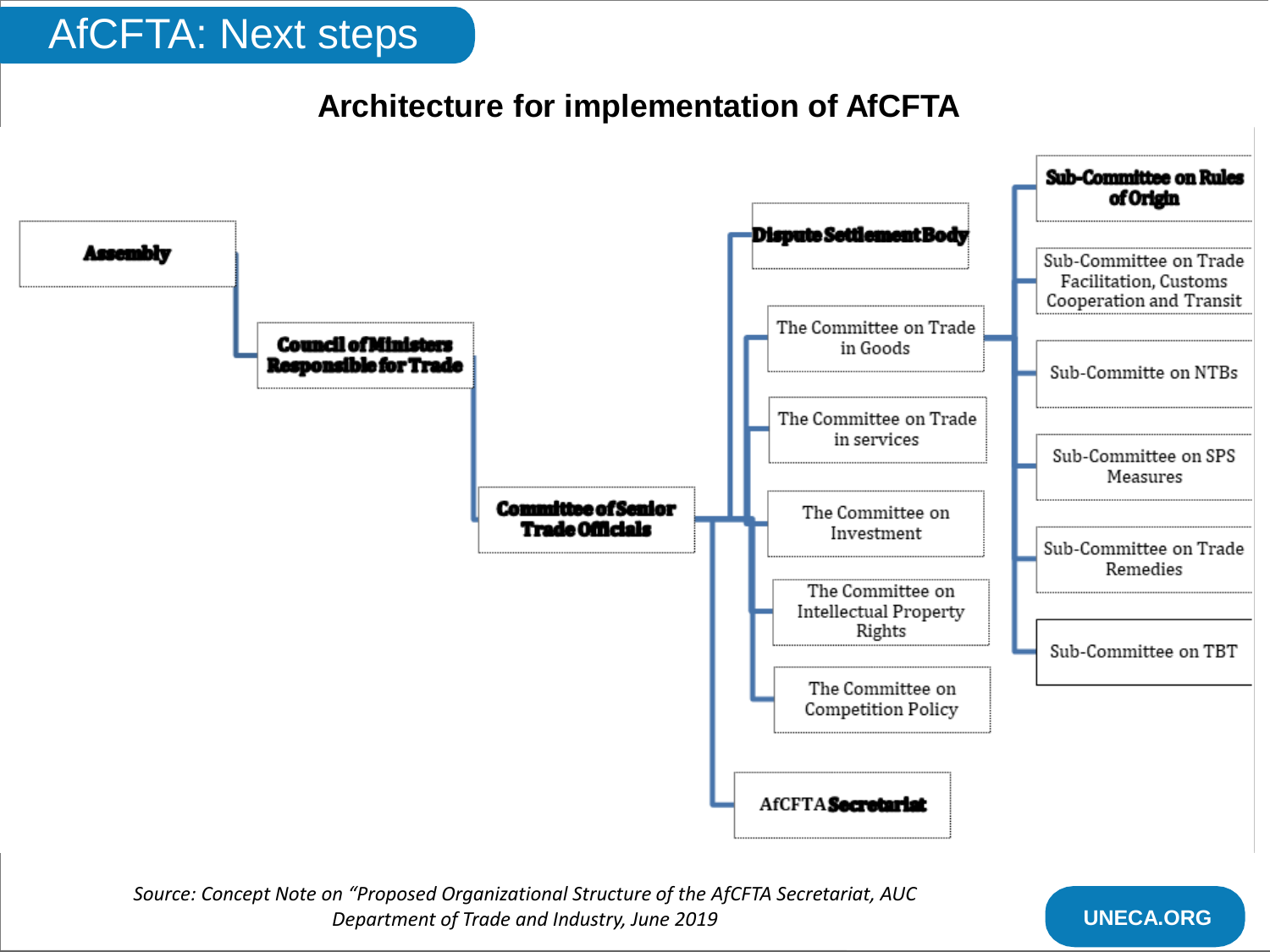# AfCFTA: Next steps

## Architecture for implementation of AfCFTA

- **Assembly**
  - **Council of Ministers Responsible for Trade**
    - **Committee of Senior Trade Officials**
      - **Dispute Settlement Body**
      - The Committee on Trade in Goods
        - **Sub-Committee on Rules of Origin**
        - Sub-Committee on Trade Facilitation, Customs Cooperation and Transit
        - Sub-Committe on NTBs
        - Sub-Committee on SPS Measures
        - Sub-Committee on Trade Remedies
        - Sub-Committee on TBT
      - The Committee on Trade in services
      - The Committee on Investment
      - The Committee on Intellectual Property Rights
      - The Committee on Competition Policy
      - AfCFTA **Secretariat**

*Source: Concept Note on "Proposed Organizational Structure of the AfCFTA Secretariat, AUC Department of Trade and Industry, June 2019*

UNECA.ORG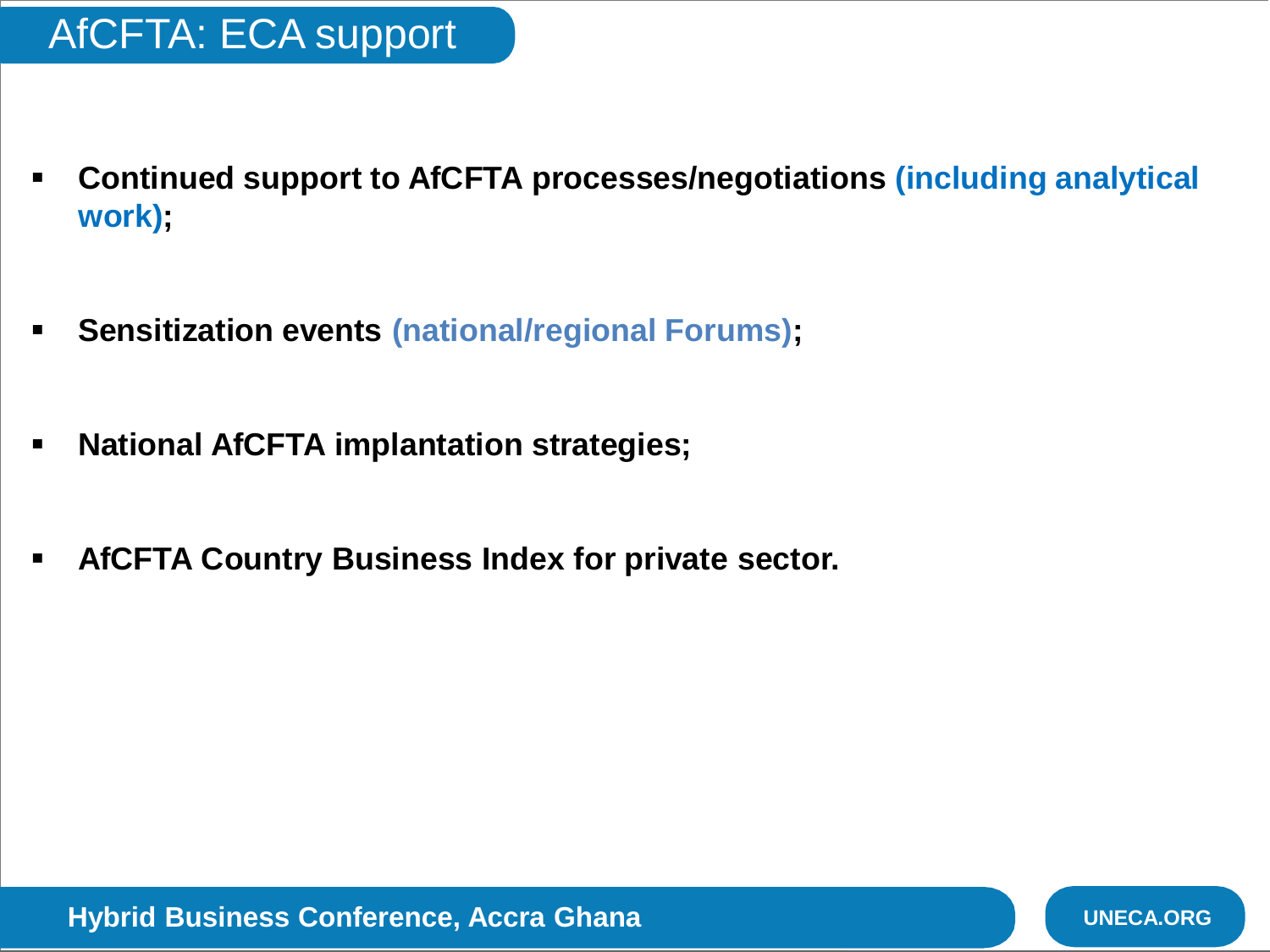# AfCFTA: ECA support

- **Continued support to AfCFTA processes/negotiations (including analytical work);**
- **Sensitization events (national/regional Forums);**
- **National AfCFTA implantation strategies;**
- **AfCFTA Country Business Index for private sector.**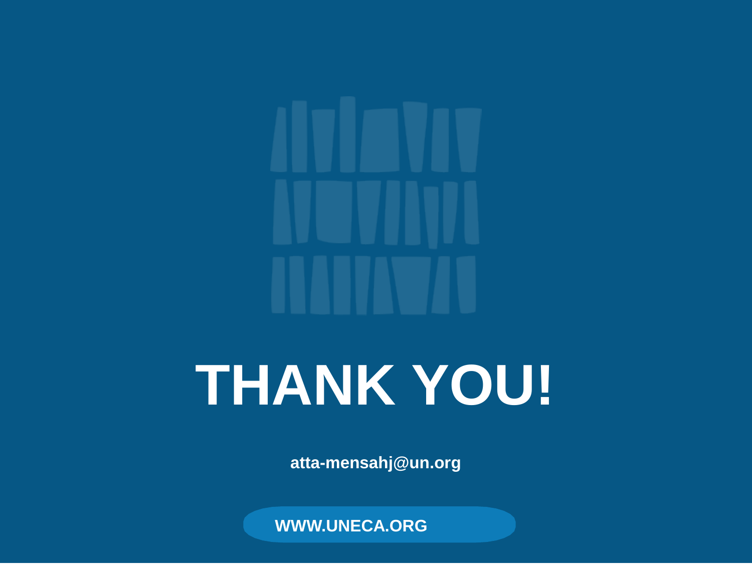# THANK YOU!

**atta-mensahj@un.org**

**WWW.UNECA.ORG**